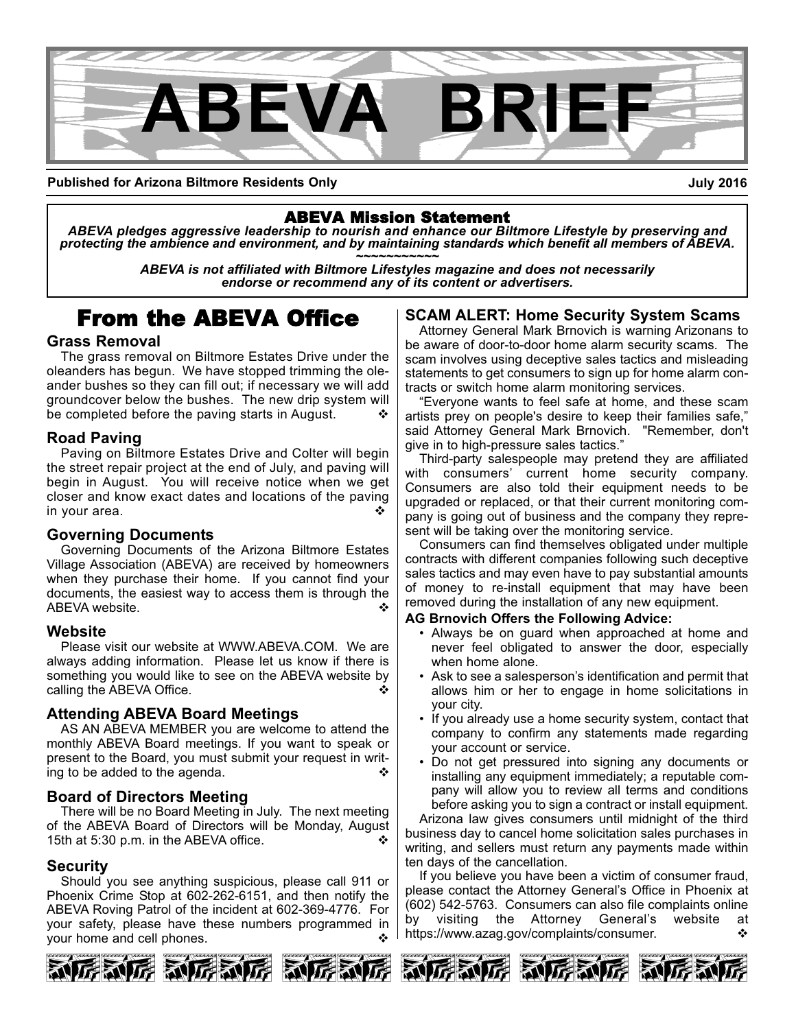# ABEVA BRIEF

**Published for Arizona Biltmore Residents Only** **July 2016**

**ABEVA Mission Statement**

***ABEVA pledges aggressive leadership to nourish and enhance our Biltmore Lifestyle by preserving and protecting the ambience and environment, and by maintaining standards which benefit all members of ABEVA.***

~~~~~~~~~~~~

***ABEVA is not affiliated with Biltmore Lifestyles magazine and does not necessarily endorse or recommend any of its content or advertisers.***

## From the ABEVA Office

### Grass Removal

The grass removal on Biltmore Estates Drive under the oleanders has begun. We have stopped trimming the oleander bushes so they can fill out; if necessary we will add groundcover below the bushes. The new drip system will be completed before the paving starts in August. ❖

### Road Paving

Paving on Biltmore Estates Drive and Colter will begin the street repair project at the end of July, and paving will begin in August. You will receive notice when we get closer and know exact dates and locations of the paving in your area. ❖

### Governing Documents

Governing Documents of the Arizona Biltmore Estates Village Association (ABEVA) are received by homeowners when they purchase their home. If you cannot find your documents, the easiest way to access them is through the ABEVA website. ❖

### Website

Please visit our website at WWW.ABEVA.COM. We are always adding information. Please let us know if there is something you would like to see on the ABEVA website by calling the ABEVA Office. ❖

### Attending ABEVA Board Meetings

AS AN ABEVA MEMBER you are welcome to attend the monthly ABEVA Board meetings. If you want to speak or present to the Board, you must submit your request in writing to be added to the agenda. ❖

### Board of Directors Meeting

There will be no Board Meeting in July. The next meeting of the ABEVA Board of Directors will be Monday, August 15th at 5:30 p.m. in the ABEVA office. ❖

### Security

Should you see anything suspicious, please call 911 or Phoenix Crime Stop at 602-262-6151, and then notify the ABEVA Roving Patrol of the incident at 602-369-4776. For your safety, please have these numbers programmed in your home and cell phones. ❖

### SCAM ALERT: Home Security System Scams

Attorney General Mark Brnovich is warning Arizonans to be aware of door-to-door home alarm security scams. The scam involves using deceptive sales tactics and misleading statements to get consumers to sign up for home alarm contracts or switch home alarm monitoring services.

"Everyone wants to feel safe at home, and these scam artists prey on people's desire to keep their families safe," said Attorney General Mark Brnovich. "Remember, don't give in to high-pressure sales tactics."

Third-party salespeople may pretend they are affiliated with consumers' current home security company. Consumers are also told their equipment needs to be upgraded or replaced, or that their current monitoring company is going out of business and the company they represent will be taking over the monitoring service.

Consumers can find themselves obligated under multiple contracts with different companies following such deceptive sales tactics and may even have to pay substantial amounts of money to re-install equipment that may have been removed during the installation of any new equipment.

**AG Brnovich Offers the Following Advice:**

- Always be on guard when approached at home and never feel obligated to answer the door, especially when home alone.
- Ask to see a salesperson's identification and permit that allows him or her to engage in home solicitations in your city.
- If you already use a home security system, contact that company to confirm any statements made regarding your account or service.
- Do not get pressured into signing any documents or installing any equipment immediately; a reputable company will allow you to review all terms and conditions before asking you to sign a contract or install equipment.

Arizona law gives consumers until midnight of the third business day to cancel home solicitation sales purchases in writing, and sellers must return any payments made within ten days of the cancellation.

If you believe you have been a victim of consumer fraud, please contact the Attorney General's Office in Phoenix at (602) 542-5763. Consumers can also file complaints online by visiting the Attorney General's website at https://www.azag.gov/complaints/consumer. ❖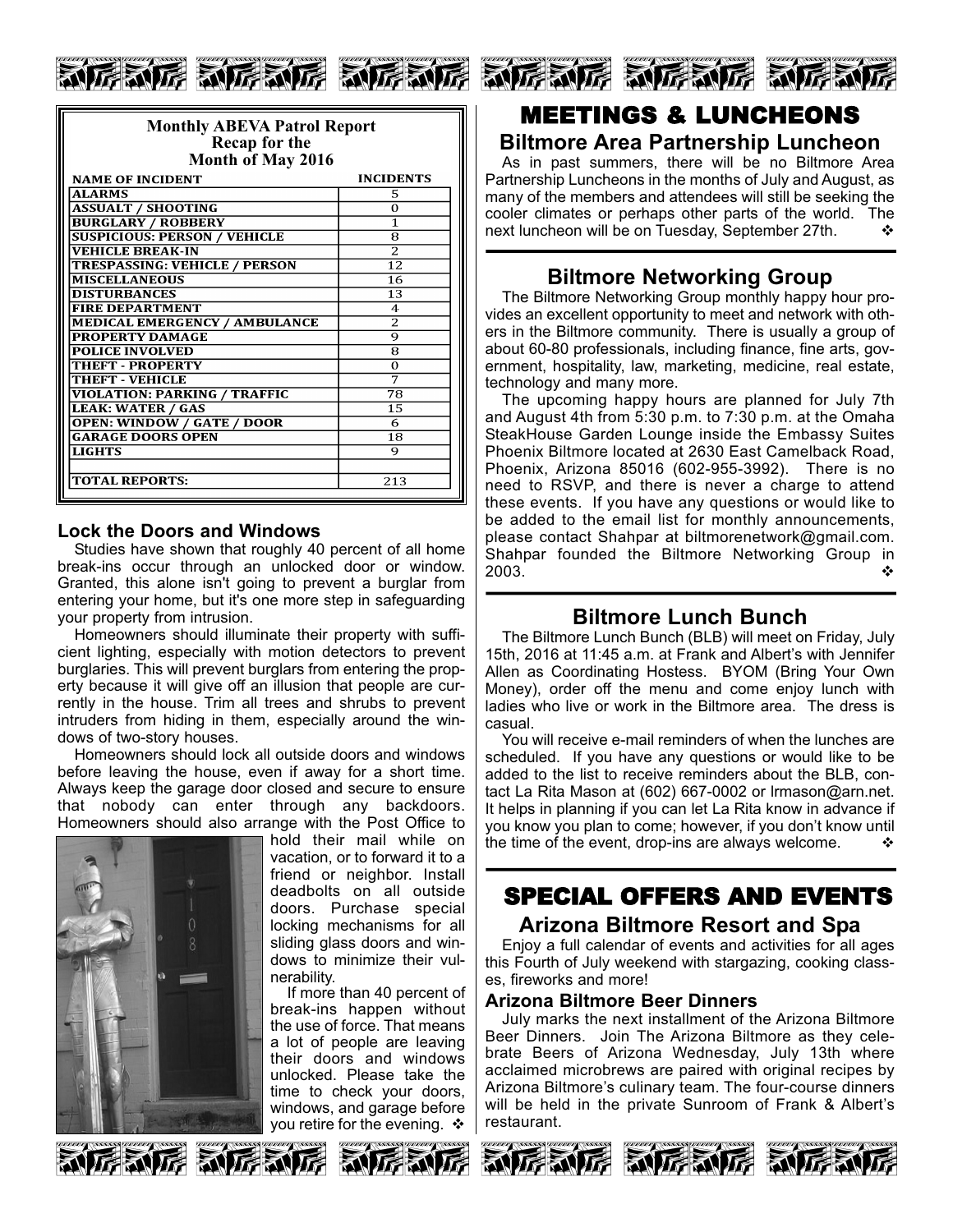**Monthly ABEVA Patrol Report**
**Recap for the**
**Month of May 2016**

| NAME OF INCIDENT | INCIDENTS |
|---|---|
| ALARMS | 5 |
| ASSUALT / SHOOTING | 0 |
| BURGLARY / ROBBERY | 1 |
| SUSPICIOUS: PERSON / VEHICLE | 8 |
| VEHICLE BREAK-IN | 2 |
| TRESPASSING: VEHICLE / PERSON | 12 |
| MISCELLANEOUS | 16 |
| DISTURBANCES | 13 |
| FIRE DEPARTMENT | 4 |
| MEDICAL EMERGENCY / AMBULANCE | 2 |
| PROPERTY DAMAGE | 9 |
| POLICE INVOLVED | 8 |
| THEFT - PROPERTY | 0 |
| THEFT - VEHICLE | 7 |
| VIOLATION: PARKING / TRAFFIC | 78 |
| LEAK: WATER / GAS | 15 |
| OPEN: WINDOW / GATE / DOOR | 6 |
| GARAGE DOORS OPEN | 18 |
| LIGHTS | 9 |
| | |
| TOTAL REPORTS: | 213 |

### Lock the Doors and Windows

Studies have shown that roughly 40 percent of all home break-ins occur through an unlocked door or window. Granted, this alone isn't going to prevent a burglar from entering your home, but it's one more step in safeguarding your property from intrusion.

Homeowners should illuminate their property with sufficient lighting, especially with motion detectors to prevent burglaries. This will prevent burglars from entering the property because it will give off an illusion that people are currently in the house. Trim all trees and shrubs to prevent intruders from hiding in them, especially around the windows of two-story houses.

Homeowners should lock all outside doors and windows before leaving the house, even if away for a short time. Always keep the garage door closed and secure to ensure that nobody can enter through any backdoors. Homeowners should also arrange with the Post Office to hold their mail while on vacation, or to forward it to a friend or neighbor. Install deadbolts on all outside doors. Purchase special locking mechanisms for all sliding glass doors and windows to minimize their vulnerability.

If more than 40 percent of break-ins happen without the use of force. That means a lot of people are leaving their doors and windows unlocked. Please take the time to check your doors, windows, and garage before you retire for the evening. ❖

# MEETINGS & LUNCHEONS

## Biltmore Area Partnership Luncheon

As in past summers, there will be no Biltmore Area Partnership Luncheons in the months of July and August, as many of the members and attendees will still be seeking the cooler climates or perhaps other parts of the world. The next luncheon will be on Tuesday, September 27th. ❖

## Biltmore Networking Group

The Biltmore Networking Group monthly happy hour provides an excellent opportunity to meet and network with others in the Biltmore community. There is usually a group of about 60-80 professionals, including finance, fine arts, government, hospitality, law, marketing, medicine, real estate, technology and many more.

The upcoming happy hours are planned for July 7th and August 4th from 5:30 p.m. to 7:30 p.m. at the Omaha SteakHouse Garden Lounge inside the Embassy Suites Phoenix Biltmore located at 2630 East Camelback Road, Phoenix, Arizona 85016 (602-955-3992). There is no need to RSVP, and there is never a charge to attend these events. If you have any questions or would like to be added to the email list for monthly announcements, please contact Shahpar at biltmorenetwork@gmail.com. Shahpar founded the Biltmore Networking Group in 2003. ❖

## Biltmore Lunch Bunch

The Biltmore Lunch Bunch (BLB) will meet on Friday, July 15th, 2016 at 11:45 a.m. at Frank and Albert's with Jennifer Allen as Coordinating Hostess. BYOM (Bring Your Own Money), order off the menu and come enjoy lunch with ladies who live or work in the Biltmore area. The dress is casual.

You will receive e-mail reminders of when the lunches are scheduled. If you have any questions or would like to be added to the list to receive reminders about the BLB, contact La Rita Mason at (602) 667-0002 or lrmason@arn.net. It helps in planning if you can let La Rita know in advance if you know you plan to come; however, if you don't know until the time of the event, drop-ins are always welcome. ❖

# SPECIAL OFFERS AND EVENTS

## Arizona Biltmore Resort and Spa

Enjoy a full calendar of events and activities for all ages this Fourth of July weekend with stargazing, cooking classes, fireworks and more!

### Arizona Biltmore Beer Dinners

July marks the next installment of the Arizona Biltmore Beer Dinners. Join The Arizona Biltmore as they celebrate Beers of Arizona Wednesday, July 13th where acclaimed microbrews are paired with original recipes by Arizona Biltmore's culinary team. The four-course dinners will be held in the private Sunroom of Frank & Albert's restaurant.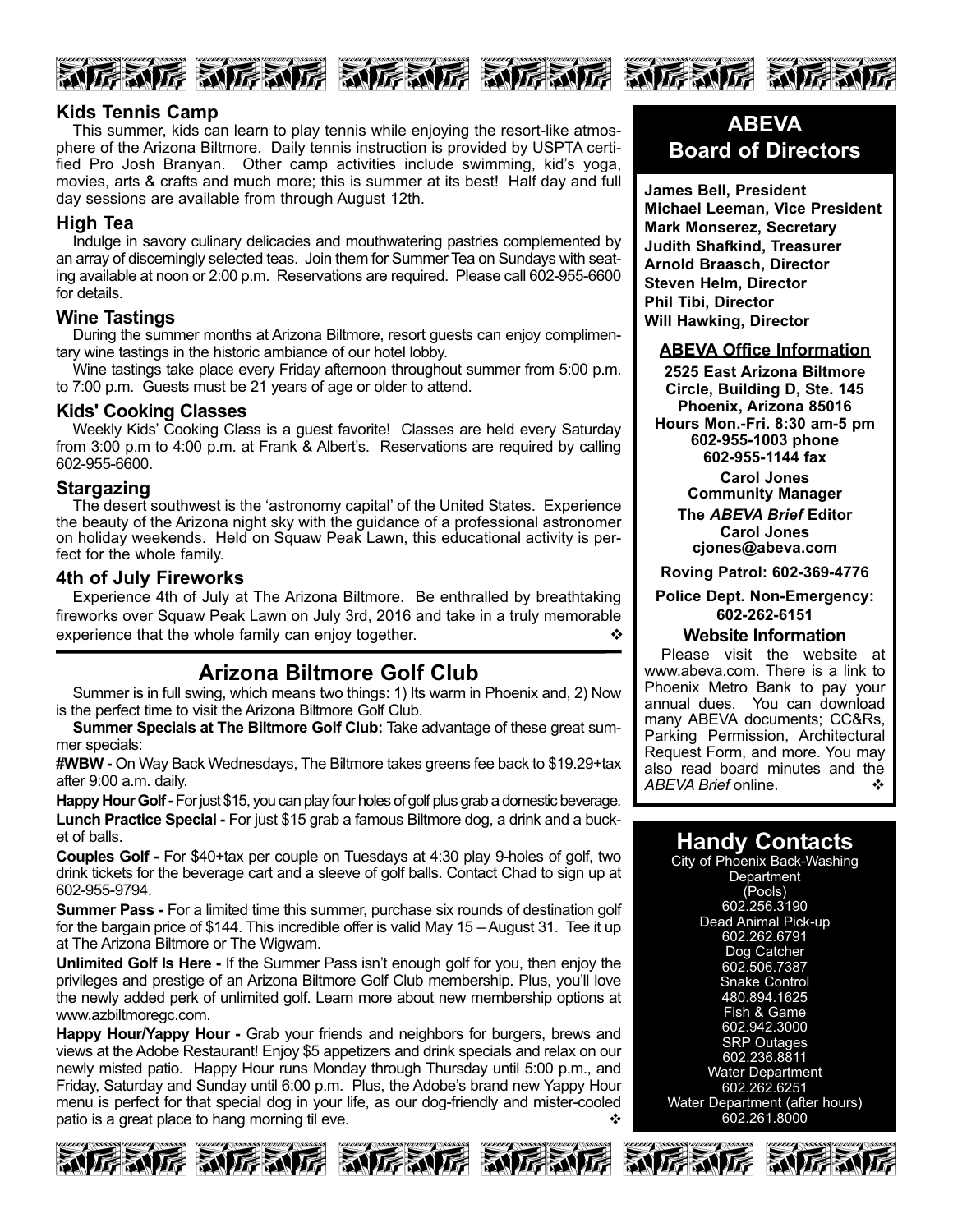### Kids Tennis Camp

This summer, kids can learn to play tennis while enjoying the resort-like atmosphere of the Arizona Biltmore. Daily tennis instruction is provided by USPTA certified Pro Josh Branyan. Other camp activities include swimming, kid's yoga, movies, arts & crafts and much more; this is summer at its best! Half day and full day sessions are available from through August 12th.

### High Tea

Indulge in savory culinary delicacies and mouthwatering pastries complemented by an array of discerningly selected teas. Join them for Summer Tea on Sundays with seating available at noon or 2:00 p.m. Reservations are required. Please call 602-955-6600 for details.

### Wine Tastings

During the summer months at Arizona Biltmore, resort guests can enjoy complimentary wine tastings in the historic ambiance of our hotel lobby.

Wine tastings take place every Friday afternoon throughout summer from 5:00 p.m. to 7:00 p.m. Guests must be 21 years of age or older to attend.

### Kids' Cooking Classes

Weekly Kids' Cooking Class is a guest favorite! Classes are held every Saturday from 3:00 p.m to 4:00 p.m. at Frank & Albert's. Reservations are required by calling 602-955-6600.

### Stargazing

The desert southwest is the 'astronomy capital' of the United States. Experience the beauty of the Arizona night sky with the guidance of a professional astronomer on holiday weekends. Held on Squaw Peak Lawn, this educational activity is perfect for the whole family.

### 4th of July Fireworks

Experience 4th of July at The Arizona Biltmore. Be enthralled by breathtaking fireworks over Squaw Peak Lawn on July 3rd, 2016 and take in a truly memorable experience that the whole family can enjoy together. ❖

## Arizona Biltmore Golf Club

Summer is in full swing, which means two things: 1) Its warm in Phoenix and, 2) Now is the perfect time to visit the Arizona Biltmore Golf Club.

**Summer Specials at The Biltmore Golf Club:** Take advantage of these great summer specials:

**#WBW -** On Way Back Wednesdays, The Biltmore takes greens fee back to $19.29+tax after 9:00 a.m. daily.

**Happy Hour Golf -** For just $15, you can play four holes of golf plus grab a domestic beverage.

**Lunch Practice Special -** For just $15 grab a famous Biltmore dog, a drink and a bucket of balls.

**Couples Golf -** For $40+tax per couple on Tuesdays at 4:30 play 9-holes of golf, two drink tickets for the beverage cart and a sleeve of golf balls. Contact Chad to sign up at 602-955-9794.

**Summer Pass -** For a limited time this summer, purchase six rounds of destination golf for the bargain price of $144. This incredible offer is valid May 15 – August 31. Tee it up at The Arizona Biltmore or The Wigwam.

**Unlimited Golf Is Here -** If the Summer Pass isn't enough golf for you, then enjoy the privileges and prestige of an Arizona Biltmore Golf Club membership. Plus, you'll love the newly added perk of unlimited golf. Learn more about new membership options at www.azbiltmoregc.com.

**Happy Hour/Yappy Hour -** Grab your friends and neighbors for burgers, brews and views at the Adobe Restaurant! Enjoy $5 appetizers and drink specials and relax on our newly misted patio. Happy Hour runs Monday through Thursday until 5:00 p.m., and Friday, Saturday and Sunday until 6:00 p.m. Plus, the Adobe's brand new Yappy Hour menu is perfect for that special dog in your life, as our dog-friendly and mister-cooled patio is a great place to hang morning til eve. ❖

## ABEVA Board of Directors

**James Bell, President**
**Michael Leeman, Vice President**
**Mark Monserez, Secretary**
**Judith Shafkind, Treasurer**
**Arnold Braasch, Director**
**Steven Helm, Director**
**Phil Tibi, Director**
**Will Hawking, Director**

### ABEVA Office Information

**2525 East Arizona Biltmore Circle, Building D, Ste. 145**
**Phoenix, Arizona 85016**
**Hours Mon.-Fri. 8:30 am-5 pm**
**602-955-1003 phone**
**602-955-1144 fax**

**Carol Jones**
**Community Manager**

**The *ABEVA Brief* Editor**
**Carol Jones**
**cjones@abeva.com**

**Roving Patrol: 602-369-4776**

**Police Dept. Non-Emergency: 602-262-6151**

### Website Information

Please visit the website at www.abeva.com. There is a link to Phoenix Metro Bank to pay your annual dues. You can download many ABEVA documents; CC&Rs, Parking Permission, Architectural Request Form, and more. You may also read board minutes and the *ABEVA Brief* online. ❖

## Handy Contacts

City of Phoenix Back-Washing Department (Pools)
602.256.3190

Dead Animal Pick-up
602.262.6791

Dog Catcher
602.506.7387

Snake Control
480.894.1625

Fish & Game
602.942.3000

SRP Outages
602.236.8811

Water Department
602.262.6251

Water Department (after hours)
602.261.8000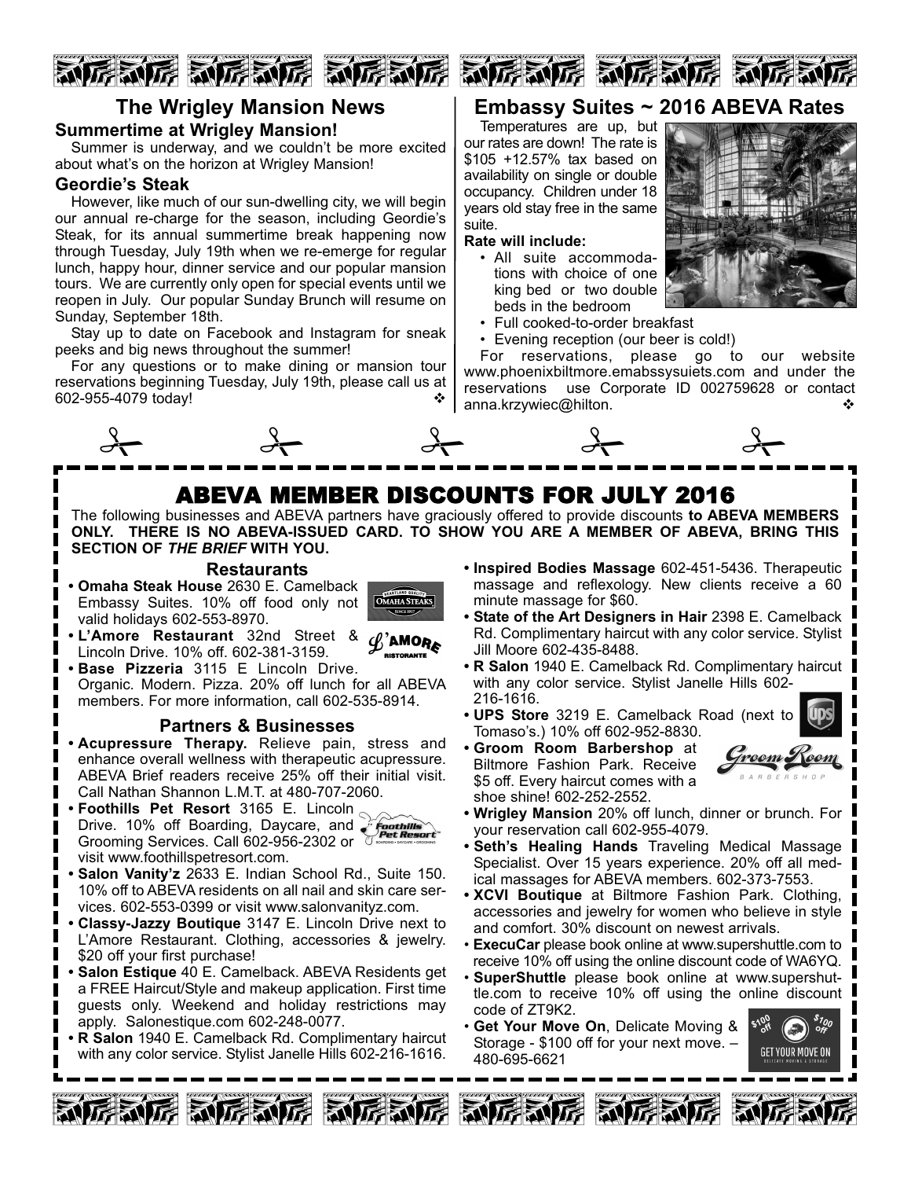## The Wrigley Mansion News

### Summertime at Wrigley Mansion!

Summer is underway, and we couldn't be more excited about what's on the horizon at Wrigley Mansion!

### Geordie's Steak

However, like much of our sun-dwelling city, we will begin our annual re-charge for the season, including Geordie's Steak, for its annual summertime break happening now through Tuesday, July 19th when we re-emerge for regular lunch, happy hour, dinner service and our popular mansion tours. We are currently only open for special events until we reopen in July. Our popular Sunday Brunch will resume on Sunday, September 18th.

Stay up to date on Facebook and Instagram for sneak peeks and big news throughout the summer!

For any questions or to make dining or mansion tour reservations beginning Tuesday, July 19th, please call us at 602-955-4079 today! ❖

## Embassy Suites ~ 2016 ABEVA Rates

Temperatures are up, but our rates are down! The rate is $105 +12.57% tax based on availability on single or double occupancy. Children under 18 years old stay free in the same suite.

**Rate will include:**

- All suite accommodations with choice of one king bed or two double beds in the bedroom
- Full cooked-to-order breakfast
- Evening reception (our beer is cold!)

For reservations, please go to our website www.phoenixbiltmore.emabssysuiets.com and under the reservations use Corporate ID 002759628 or contact anna.krzywiec@hilton. ❖

## ABEVA MEMBER DISCOUNTS FOR JULY 2016

The following businesses and ABEVA partners have graciously offered to provide discounts **to ABEVA MEMBERS ONLY. THERE IS NO ABEVA-ISSUED CARD. TO SHOW YOU ARE A MEMBER OF ABEVA, BRING THIS SECTION OF *THE BRIEF* WITH YOU.**

### Restaurants

- **Omaha Steak House** 2630 E. Camelback Embassy Suites. 10% off food only not valid holidays 602-553-8970.
- **L'Amore Restaurant** 32nd Street & Lincoln Drive. 10% off. 602-381-3159.
- **Base Pizzeria** 3115 E Lincoln Drive. Organic. Modern. Pizza. 20% off lunch for all ABEVA members. For more information, call 602-535-8914.

### Partners & Businesses

- **Acupressure Therapy.** Relieve pain, stress and enhance overall wellness with therapeutic acupressure. ABEVA Brief readers receive 25% off their initial visit. Call Nathan Shannon L.M.T. at 480-707-2060.
- **Foothills Pet Resort** 3165 E. Lincoln Drive. 10% off Boarding, Daycare, and Grooming Services. Call 602-956-2302 or visit www.foothillspetresort.com.
- **Salon Vanity'z** 2633 E. Indian School Rd., Suite 150. 10% off to ABEVA residents on all nail and skin care services. 602-553-0399 or visit www.salonvanityz.com.
- **Classy-Jazzy Boutique** 3147 E. Lincoln Drive next to L'Amore Restaurant. Clothing, accessories & jewelry. $20 off your first purchase!
- **Salon Estique** 40 E. Camelback. ABEVA Residents get a FREE Haircut/Style and makeup application. First time guests only. Weekend and holiday restrictions may apply. Salonestique.com 602-248-0077.
- **R Salon** 1940 E. Camelback Rd. Complimentary haircut with any color service. Stylist Janelle Hills 602-216-1616.
- **Inspired Bodies Massage** 602-451-5436. Therapeutic massage and reflexology. New clients receive a 60 minute massage for $60.
- **State of the Art Designers in Hair** 2398 E. Camelback Rd. Complimentary haircut with any color service. Stylist Jill Moore 602-435-8488.
- **R Salon** 1940 E. Camelback Rd. Complimentary haircut with any color service. Stylist Janelle Hills 602-216-1616.
- **UPS Store** 3219 E. Camelback Road (next to Tomaso's.) 10% off 602-952-8830.
- **Groom Room Barbershop** at Biltmore Fashion Park. Receive $5 off. Every haircut comes with a shoe shine! 602-252-2552.
- **Wrigley Mansion** 20% off lunch, dinner or brunch. For your reservation call 602-955-4079.
- **Seth's Healing Hands** Traveling Medical Massage Specialist. Over 15 years experience. 20% off all medical massages for ABEVA members. 602-373-7553.
- **XCVI Boutique** at Biltmore Fashion Park. Clothing, accessories and jewelry for women who believe in style and comfort. 30% discount on newest arrivals.
- **ExecuCar** please book online at www.supershuttle.com to receive 10% off using the online discount code of WA6YQ.
- **SuperShuttle** please book online at www.supershuttle.com to receive 10% off using the online discount code of ZT9K2.
- **Get Your Move On**, Delicate Moving & Storage - $100 off for your next move. – 480-695-6621